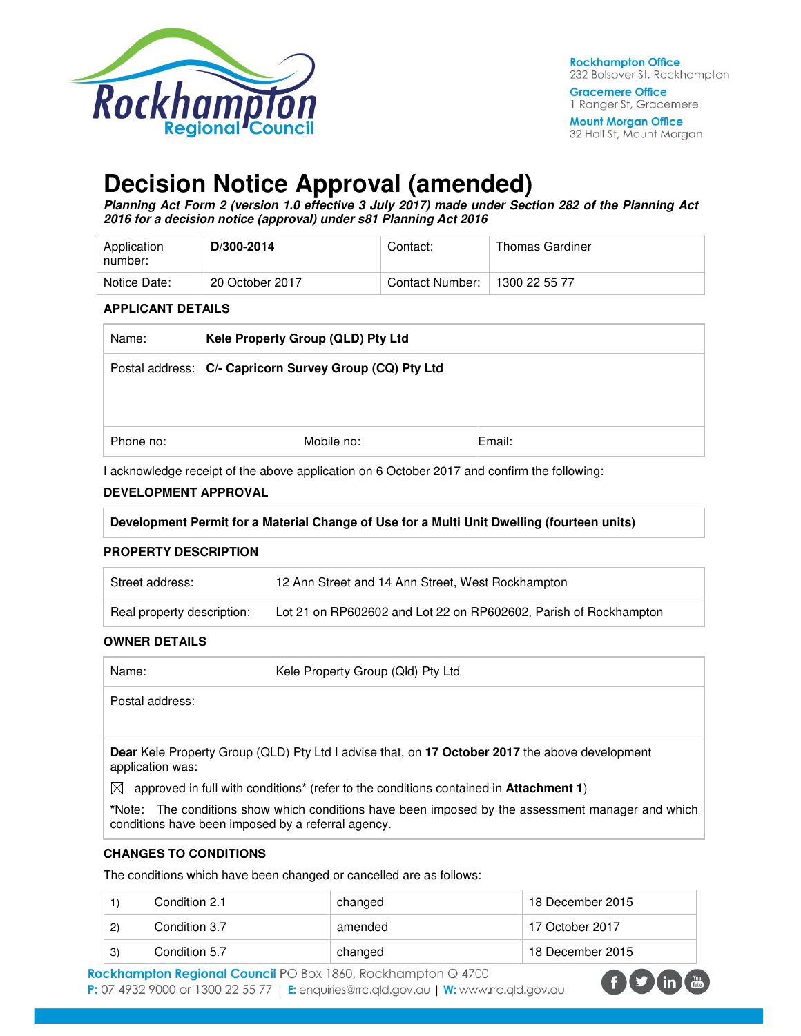Rockhampton Office
232 Bolsover St, Rockhampton

Gracemere Office
1 Ranger St, Gracemere

Mount Morgan Office
32 Hall St, Mount Morgan

# Decision Notice Approval (amended)

***Planning Act Form 2 (version 1.0 effective 3 July 2017) made under Section 282 of the Planning Act 2016 for a decision notice (approval) under s81 Planning Act 2016***

| Application number: | **D/300-2014** | Contact: | Thomas Gardiner |
|---|---|---|---|
| Notice Date: | 20 October 2017 | Contact Number: | 1300 22 55 77 |

### APPLICANT DETAILS

| Name: | **Kele Property Group (QLD) Pty Ltd** | |
|---|---|---|
| Postal address: | **C/- Capricorn Survey Group (CQ) Pty Ltd** | |
| Phone no: | Mobile no: | Email: |

I acknowledge receipt of the above application on 6 October 2017 and confirm the following:

### DEVELOPMENT APPROVAL

**Development Permit for a Material Change of Use for a Multi Unit Dwelling (fourteen units)**

### PROPERTY DESCRIPTION

| Street address: | 12 Ann Street and 14 Ann Street, West Rockhampton |
|---|---|
| Real property description: | Lot 21 on RP602602 and Lot 22 on RP602602, Parish of Rockhampton |

### OWNER DETAILS

| Name: | Kele Property Group (Qld) Pty Ltd |
|---|---|
| Postal address: | |

**Dear** Kele Property Group (QLD) Pty Ltd I advise that, on **17 October 2017** the above development application was:

☒ approved in full with conditions* (refer to the conditions contained in **Attachment 1**)

*Note: The conditions show which conditions have been imposed by the assessment manager and which conditions have been imposed by a referral agency.

### CHANGES TO CONDITIONS

The conditions which have been changed or cancelled are as follows:

| | | | |
|---|---|---|---|
| 1) | Condition 2.1 | changed | 18 December 2015 |
| 2) | Condition 3.7 | amended | 17 October 2017 |
| 3) | Condition 5.7 | changed | 18 December 2015 |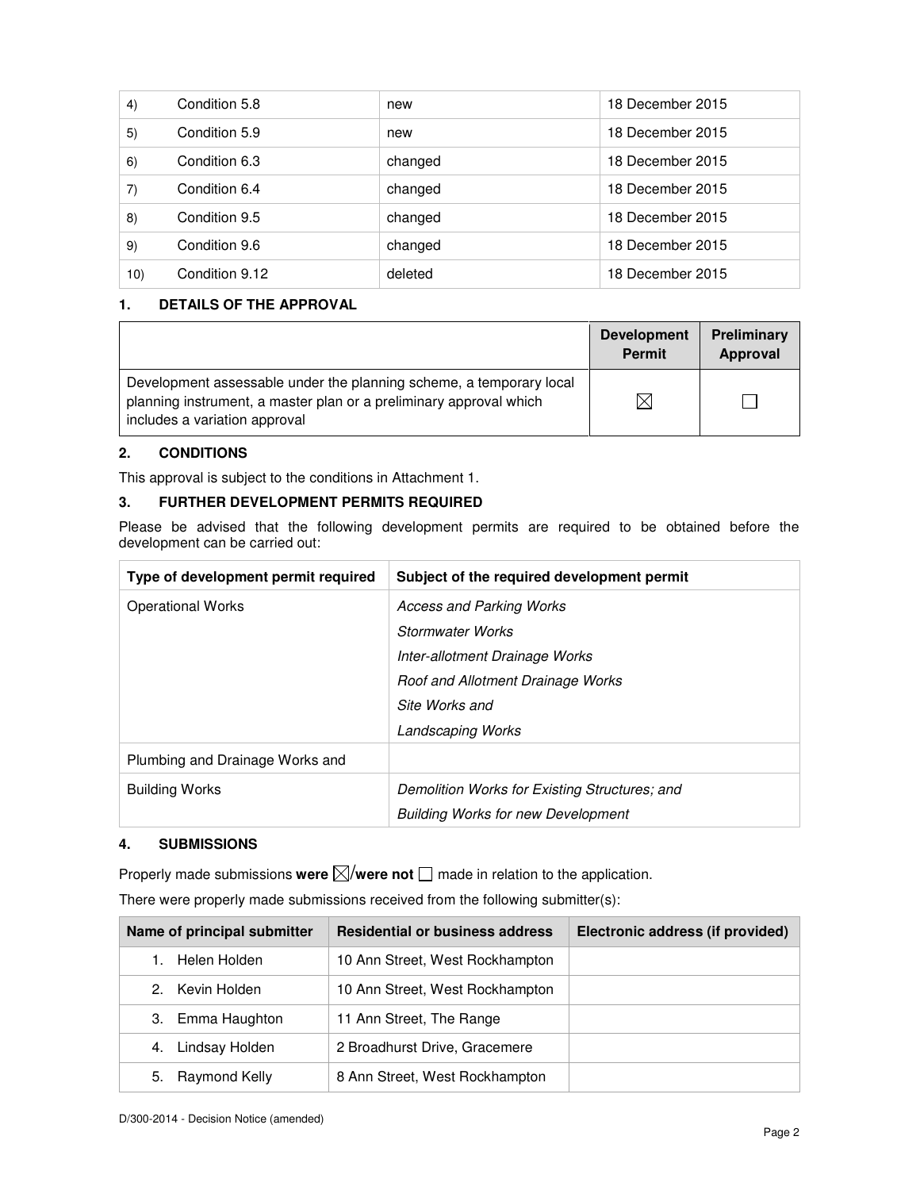| | | | |
|---|---|---|---|
| 4) | Condition 5.8 | new | 18 December 2015 |
| 5) | Condition 5.9 | new | 18 December 2015 |
| 6) | Condition 6.3 | changed | 18 December 2015 |
| 7) | Condition 6.4 | changed | 18 December 2015 |
| 8) | Condition 9.5 | changed | 18 December 2015 |
| 9) | Condition 9.6 | changed | 18 December 2015 |
| 10) | Condition 9.12 | deleted | 18 December 2015 |

## 1. DETAILS OF THE APPROVAL

| | Development Permit | Preliminary Approval |
|---|---|---|
| Development assessable under the planning scheme, a temporary local planning instrument, a master plan or a preliminary approval which includes a variation approval | ☒ | ☐ |

## 2. CONDITIONS

This approval is subject to the conditions in Attachment 1.

## 3. FURTHER DEVELOPMENT PERMITS REQUIRED

Please be advised that the following development permits are required to be obtained before the development can be carried out:

| Type of development permit required | Subject of the required development permit |
|---|---|
| Operational Works | *Access and Parking Works*<br>*Stormwater Works*<br>*Inter-allotment Drainage Works*<br>*Roof and Allotment Drainage Works*<br>*Site Works and*<br>*Landscaping Works* |
| Plumbing and Drainage Works and | |
| Building Works | *Demolition Works for Existing Structures; and*<br>*Building Works for new Development* |

## 4. SUBMISSIONS

Properly made submissions **were** ☒/**were not** ☐ made in relation to the application.

There were properly made submissions received from the following submitter(s):

| Name of principal submitter | Residential or business address | Electronic address (if provided) |
|---|---|---|
| 1. Helen Holden | 10 Ann Street, West Rockhampton | |
| 2. Kevin Holden | 10 Ann Street, West Rockhampton | |
| 3. Emma Haughton | 11 Ann Street, The Range | |
| 4. Lindsay Holden | 2 Broadhurst Drive, Gracemere | |
| 5. Raymond Kelly | 8 Ann Street, West Rockhampton | |

D/300-2014 - Decision Notice (amended)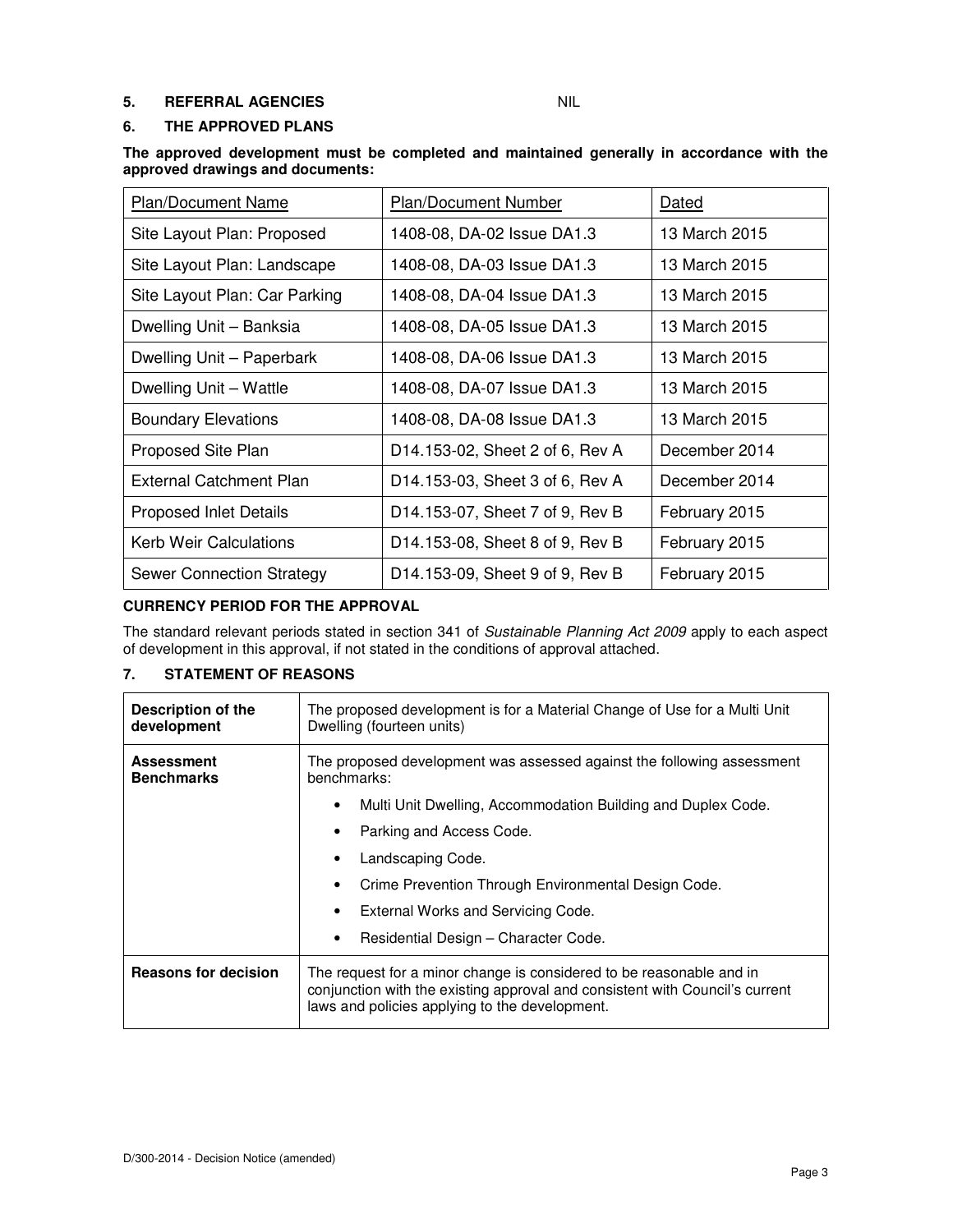## 5. REFERRAL AGENCIES NIL

## 6. THE APPROVED PLANS

**The approved development must be completed and maintained generally in accordance with the approved drawings and documents:**

| Plan/Document Name | Plan/Document Number | Dated |
|---|---|---|
| Site Layout Plan: Proposed | 1408-08, DA-02 Issue DA1.3 | 13 March 2015 |
| Site Layout Plan: Landscape | 1408-08, DA-03 Issue DA1.3 | 13 March 2015 |
| Site Layout Plan: Car Parking | 1408-08, DA-04 Issue DA1.3 | 13 March 2015 |
| Dwelling Unit – Banksia | 1408-08, DA-05 Issue DA1.3 | 13 March 2015 |
| Dwelling Unit – Paperbark | 1408-08, DA-06 Issue DA1.3 | 13 March 2015 |
| Dwelling Unit – Wattle | 1408-08, DA-07 Issue DA1.3 | 13 March 2015 |
| Boundary Elevations | 1408-08, DA-08 Issue DA1.3 | 13 March 2015 |
| Proposed Site Plan | D14.153-02, Sheet 2 of 6, Rev A | December 2014 |
| External Catchment Plan | D14.153-03, Sheet 3 of 6, Rev A | December 2014 |
| Proposed Inlet Details | D14.153-07, Sheet 7 of 9, Rev B | February 2015 |
| Kerb Weir Calculations | D14.153-08, Sheet 8 of 9, Rev B | February 2015 |
| Sewer Connection Strategy | D14.153-09, Sheet 9 of 9, Rev B | February 2015 |

**CURRENCY PERIOD FOR THE APPROVAL**

The standard relevant periods stated in section 341 of *Sustainable Planning Act 2009* apply to each aspect of development in this approval, if not stated in the conditions of approval attached.

## 7. STATEMENT OF REASONS

| | |
|---|---|
| **Description of the development** | The proposed development is for a Material Change of Use for a Multi Unit Dwelling (fourteen units) |
| **Assessment Benchmarks** | The proposed development was assessed against the following assessment benchmarks:<br>• Multi Unit Dwelling, Accommodation Building and Duplex Code.<br>• Parking and Access Code.<br>• Landscaping Code.<br>• Crime Prevention Through Environmental Design Code.<br>• External Works and Servicing Code.<br>• Residential Design – Character Code. |
| **Reasons for decision** | The request for a minor change is considered to be reasonable and in conjunction with the existing approval and consistent with Council's current laws and policies applying to the development. |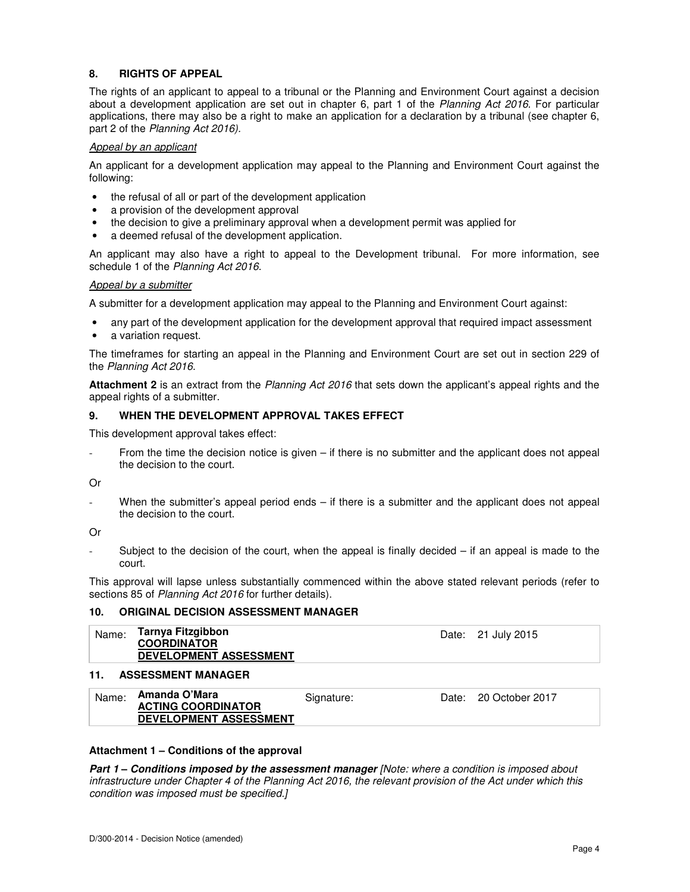## 8. RIGHTS OF APPEAL

The rights of an applicant to appeal to a tribunal or the Planning and Environment Court against a decision about a development application are set out in chapter 6, part 1 of the *Planning Act 2016*. For particular applications, there may also be a right to make an application for a declaration by a tribunal (see chapter 6, part 2 of the *Planning Act 2016).*

*Appeal by an applicant*

An applicant for a development application may appeal to the Planning and Environment Court against the following:

- the refusal of all or part of the development application
- a provision of the development approval
- the decision to give a preliminary approval when a development permit was applied for
- a deemed refusal of the development application.

An applicant may also have a right to appeal to the Development tribunal. For more information, see schedule 1 of the *Planning Act 2016*.

*Appeal by a submitter*

A submitter for a development application may appeal to the Planning and Environment Court against:

- any part of the development application for the development approval that required impact assessment
- a variation request.

The timeframes for starting an appeal in the Planning and Environment Court are set out in section 229 of the *Planning Act 2016*.

**Attachment 2** is an extract from the *Planning Act 2016* that sets down the applicant's appeal rights and the appeal rights of a submitter.

## 9. WHEN THE DEVELOPMENT APPROVAL TAKES EFFECT

This development approval takes effect:

- From the time the decision notice is given – if there is no submitter and the applicant does not appeal the decision to the court.

Or

- When the submitter's appeal period ends – if there is a submitter and the applicant does not appeal the decision to the court.

Or

- Subject to the decision of the court, when the appeal is finally decided – if an appeal is made to the court.

This approval will lapse unless substantially commenced within the above stated relevant periods (refer to sections 85 of *Planning Act 2016* for further details).

## 10. ORIGINAL DECISION ASSESSMENT MANAGER

| Name: | **Tarnya Fitzgibbon**<br>**COORDINATOR**<br>**DEVELOPMENT ASSESSMENT** | Date: | 21 July 2015 |
|---|---|---|---|

## 11. ASSESSMENT MANAGER

| Name: | **Amanda O'Mara**<br>**ACTING COORDINATOR**<br>**DEVELOPMENT ASSESSMENT** | Signature: | Date: | 20 October 2017 |
|---|---|---|---|---|

**Attachment 1 – Conditions of the approval**

***Part 1 – Conditions imposed by the assessment manager*** *[Note: where a condition is imposed about infrastructure under Chapter 4 of the Planning Act 2016, the relevant provision of the Act under which this condition was imposed must be specified.]*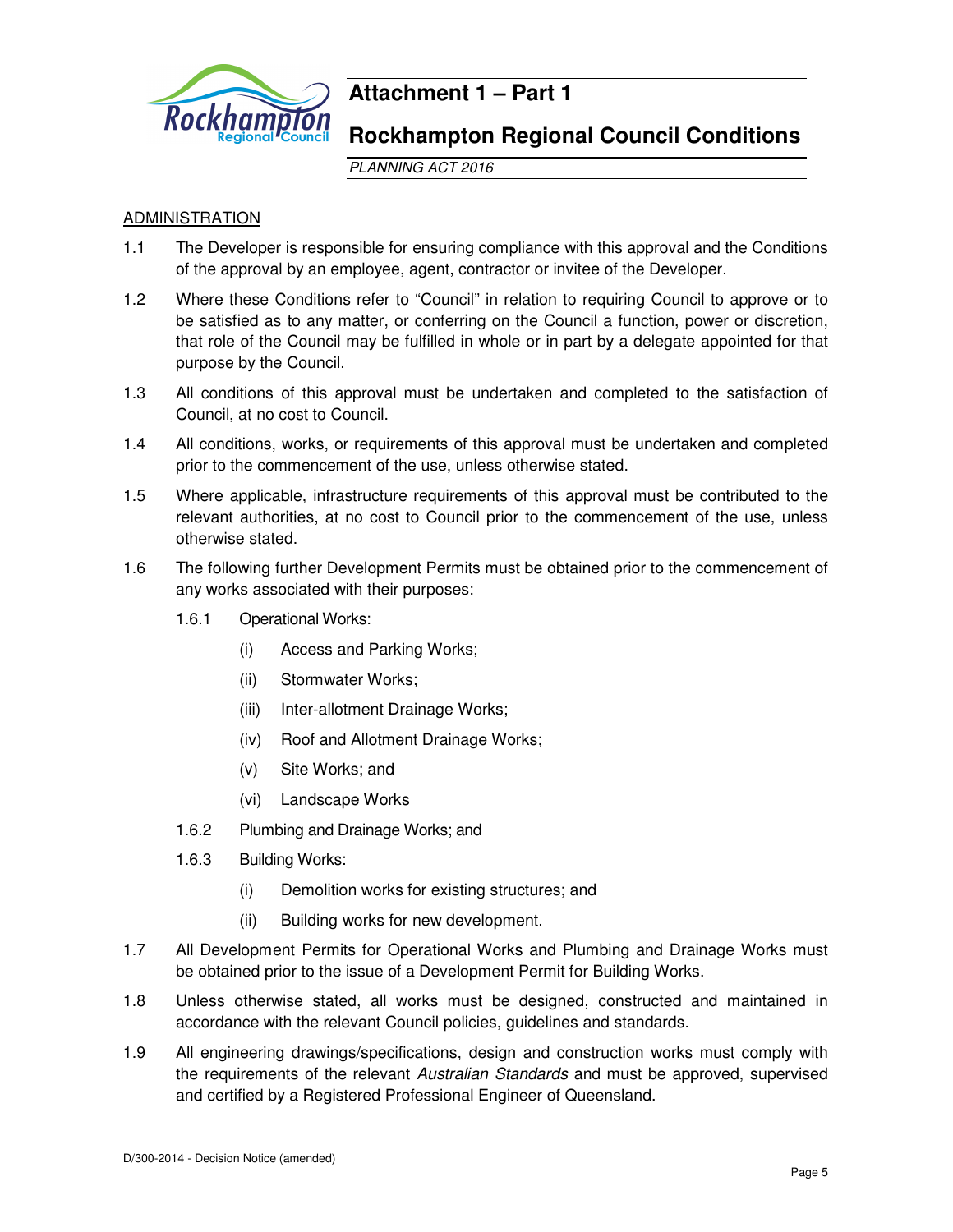# Attachment 1 – Part 1

## Rockhampton Regional Council Conditions

*PLANNING ACT 2016*

ADMINISTRATION

1.1 The Developer is responsible for ensuring compliance with this approval and the Conditions of the approval by an employee, agent, contractor or invitee of the Developer.

1.2 Where these Conditions refer to "Council" in relation to requiring Council to approve or to be satisfied as to any matter, or conferring on the Council a function, power or discretion, that role of the Council may be fulfilled in whole or in part by a delegate appointed for that purpose by the Council.

1.3 All conditions of this approval must be undertaken and completed to the satisfaction of Council, at no cost to Council.

1.4 All conditions, works, or requirements of this approval must be undertaken and completed prior to the commencement of the use, unless otherwise stated.

1.5 Where applicable, infrastructure requirements of this approval must be contributed to the relevant authorities, at no cost to Council prior to the commencement of the use, unless otherwise stated.

1.6 The following further Development Permits must be obtained prior to the commencement of any works associated with their purposes:

1.6.1 Operational Works:

(i) Access and Parking Works;

(ii) Stormwater Works;

(iii) Inter-allotment Drainage Works;

(iv) Roof and Allotment Drainage Works;

(v) Site Works; and

(vi) Landscape Works

1.6.2 Plumbing and Drainage Works; and

1.6.3 Building Works:

(i) Demolition works for existing structures; and

(ii) Building works for new development.

1.7 All Development Permits for Operational Works and Plumbing and Drainage Works must be obtained prior to the issue of a Development Permit for Building Works.

1.8 Unless otherwise stated, all works must be designed, constructed and maintained in accordance with the relevant Council policies, guidelines and standards.

1.9 All engineering drawings/specifications, design and construction works must comply with the requirements of the relevant *Australian Standards* and must be approved, supervised and certified by a Registered Professional Engineer of Queensland.

D/300-2014 - Decision Notice (amended)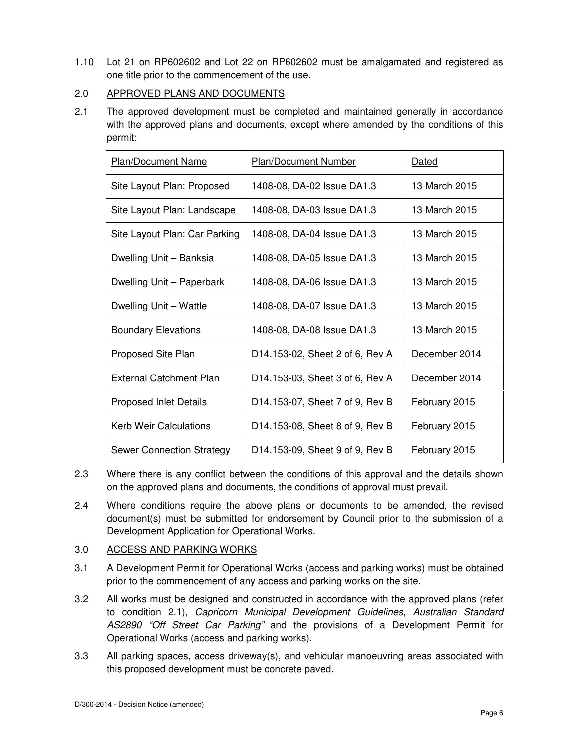1.10 Lot 21 on RP602602 and Lot 22 on RP602602 must be amalgamated and registered as one title prior to the commencement of the use.

## 2.0 APPROVED PLANS AND DOCUMENTS

2.1 The approved development must be completed and maintained generally in accordance with the approved plans and documents, except where amended by the conditions of this permit:

| Plan/Document Name | Plan/Document Number | Dated |
|---|---|---|
| Site Layout Plan: Proposed | 1408-08, DA-02 Issue DA1.3 | 13 March 2015 |
| Site Layout Plan: Landscape | 1408-08, DA-03 Issue DA1.3 | 13 March 2015 |
| Site Layout Plan: Car Parking | 1408-08, DA-04 Issue DA1.3 | 13 March 2015 |
| Dwelling Unit – Banksia | 1408-08, DA-05 Issue DA1.3 | 13 March 2015 |
| Dwelling Unit – Paperbark | 1408-08, DA-06 Issue DA1.3 | 13 March 2015 |
| Dwelling Unit – Wattle | 1408-08, DA-07 Issue DA1.3 | 13 March 2015 |
| Boundary Elevations | 1408-08, DA-08 Issue DA1.3 | 13 March 2015 |
| Proposed Site Plan | D14.153-02, Sheet 2 of 6, Rev A | December 2014 |
| External Catchment Plan | D14.153-03, Sheet 3 of 6, Rev A | December 2014 |
| Proposed Inlet Details | D14.153-07, Sheet 7 of 9, Rev B | February 2015 |
| Kerb Weir Calculations | D14.153-08, Sheet 8 of 9, Rev B | February 2015 |
| Sewer Connection Strategy | D14.153-09, Sheet 9 of 9, Rev B | February 2015 |

2.3 Where there is any conflict between the conditions of this approval and the details shown on the approved plans and documents, the conditions of approval must prevail.

2.4 Where conditions require the above plans or documents to be amended, the revised document(s) must be submitted for endorsement by Council prior to the submission of a Development Application for Operational Works.

## 3.0 ACCESS AND PARKING WORKS

3.1 A Development Permit for Operational Works (access and parking works) must be obtained prior to the commencement of any access and parking works on the site.

3.2 All works must be designed and constructed in accordance with the approved plans (refer to condition 2.1), *Capricorn Municipal Development Guidelines*, *Australian Standard AS2890 "Off Street Car Parking"* and the provisions of a Development Permit for Operational Works (access and parking works).

3.3 All parking spaces, access driveway(s), and vehicular manoeuvring areas associated with this proposed development must be concrete paved.

D/300-2014 - Decision Notice (amended)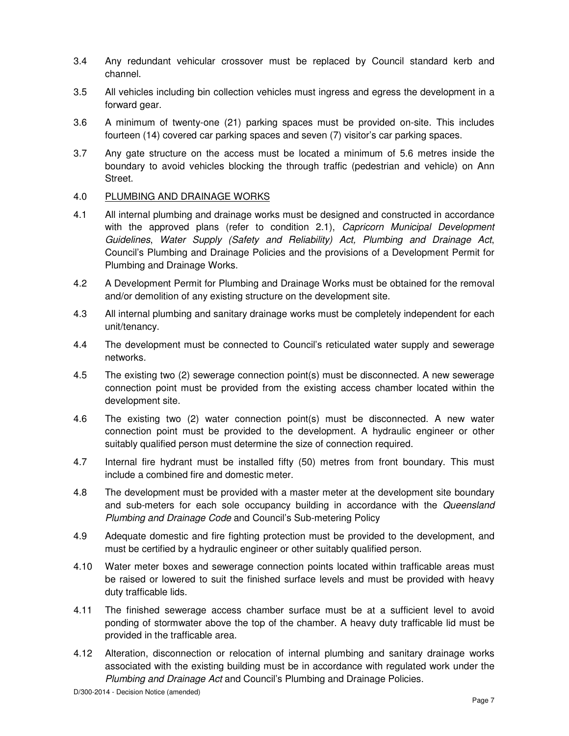3.4 Any redundant vehicular crossover must be replaced by Council standard kerb and channel.

3.5 All vehicles including bin collection vehicles must ingress and egress the development in a forward gear.

3.6 A minimum of twenty-one (21) parking spaces must be provided on-site. This includes fourteen (14) covered car parking spaces and seven (7) visitor's car parking spaces.

3.7 Any gate structure on the access must be located a minimum of 5.6 metres inside the boundary to avoid vehicles blocking the through traffic (pedestrian and vehicle) on Ann Street.

4.0 PLUMBING AND DRAINAGE WORKS

4.1 All internal plumbing and drainage works must be designed and constructed in accordance with the approved plans (refer to condition 2.1), *Capricorn Municipal Development Guidelines*, *Water Supply (Safety and Reliability) Act, Plumbing and Drainage Act*, Council's Plumbing and Drainage Policies and the provisions of a Development Permit for Plumbing and Drainage Works.

4.2 A Development Permit for Plumbing and Drainage Works must be obtained for the removal and/or demolition of any existing structure on the development site.

4.3 All internal plumbing and sanitary drainage works must be completely independent for each unit/tenancy.

4.4 The development must be connected to Council's reticulated water supply and sewerage networks.

4.5 The existing two (2) sewerage connection point(s) must be disconnected. A new sewerage connection point must be provided from the existing access chamber located within the development site.

4.6 The existing two (2) water connection point(s) must be disconnected. A new water connection point must be provided to the development. A hydraulic engineer or other suitably qualified person must determine the size of connection required.

4.7 Internal fire hydrant must be installed fifty (50) metres from front boundary. This must include a combined fire and domestic meter.

4.8 The development must be provided with a master meter at the development site boundary and sub-meters for each sole occupancy building in accordance with the *Queensland Plumbing and Drainage Code* and Council's Sub-metering Policy

4.9 Adequate domestic and fire fighting protection must be provided to the development, and must be certified by a hydraulic engineer or other suitably qualified person.

4.10 Water meter boxes and sewerage connection points located within trafficable areas must be raised or lowered to suit the finished surface levels and must be provided with heavy duty trafficable lids.

4.11 The finished sewerage access chamber surface must be at a sufficient level to avoid ponding of stormwater above the top of the chamber. A heavy duty trafficable lid must be provided in the trafficable area.

4.12 Alteration, disconnection or relocation of internal plumbing and sanitary drainage works associated with the existing building must be in accordance with regulated work under the *Plumbing and Drainage Act* and Council's Plumbing and Drainage Policies.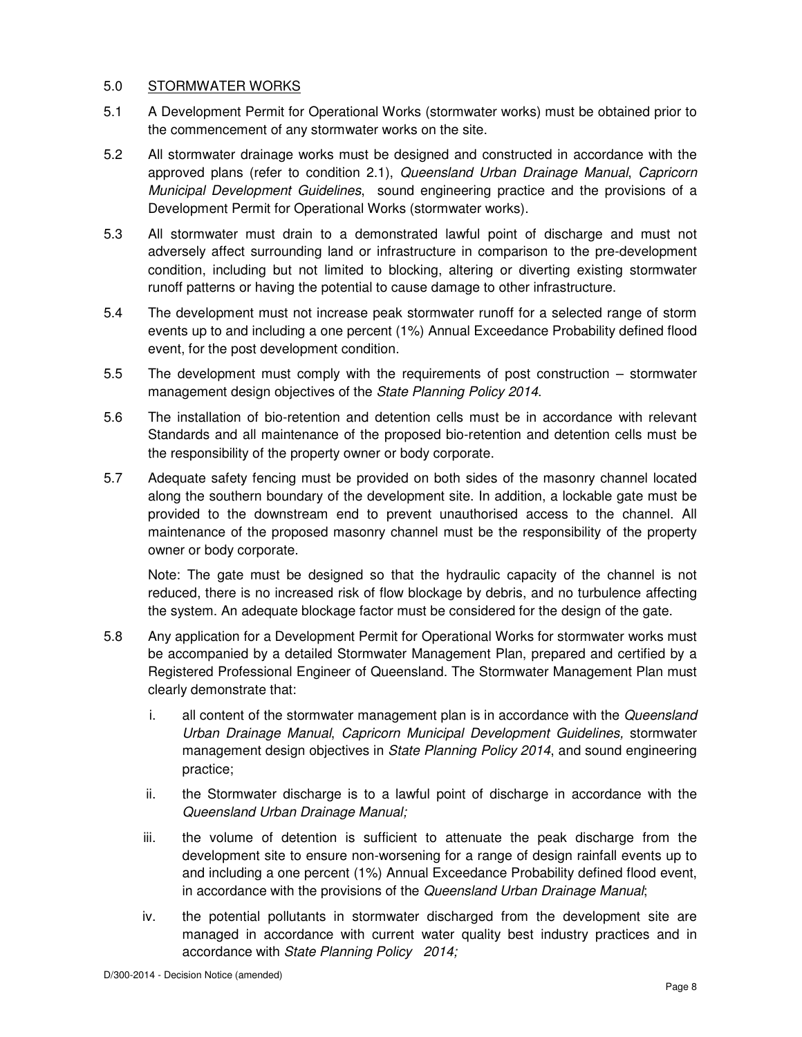## 5.0 STORMWATER WORKS

5.1 A Development Permit for Operational Works (stormwater works) must be obtained prior to the commencement of any stormwater works on the site.

5.2 All stormwater drainage works must be designed and constructed in accordance with the approved plans (refer to condition 2.1), *Queensland Urban Drainage Manual*, *Capricorn Municipal Development Guidelines*, sound engineering practice and the provisions of a Development Permit for Operational Works (stormwater works).

5.3 All stormwater must drain to a demonstrated lawful point of discharge and must not adversely affect surrounding land or infrastructure in comparison to the pre-development condition, including but not limited to blocking, altering or diverting existing stormwater runoff patterns or having the potential to cause damage to other infrastructure.

5.4 The development must not increase peak stormwater runoff for a selected range of storm events up to and including a one percent (1%) Annual Exceedance Probability defined flood event, for the post development condition.

5.5 The development must comply with the requirements of post construction – stormwater management design objectives of the *State Planning Policy 2014*.

5.6 The installation of bio-retention and detention cells must be in accordance with relevant Standards and all maintenance of the proposed bio-retention and detention cells must be the responsibility of the property owner or body corporate.

5.7 Adequate safety fencing must be provided on both sides of the masonry channel located along the southern boundary of the development site. In addition, a lockable gate must be provided to the downstream end to prevent unauthorised access to the channel. All maintenance of the proposed masonry channel must be the responsibility of the property owner or body corporate.

Note: The gate must be designed so that the hydraulic capacity of the channel is not reduced, there is no increased risk of flow blockage by debris, and no turbulence affecting the system. An adequate blockage factor must be considered for the design of the gate.

5.8 Any application for a Development Permit for Operational Works for stormwater works must be accompanied by a detailed Stormwater Management Plan, prepared and certified by a Registered Professional Engineer of Queensland. The Stormwater Management Plan must clearly demonstrate that:

i. all content of the stormwater management plan is in accordance with the *Queensland Urban Drainage Manual*, *Capricorn Municipal Development Guidelines,* stormwater management design objectives in *State Planning Policy 2014*, and sound engineering practice;

ii. the Stormwater discharge is to a lawful point of discharge in accordance with the *Queensland Urban Drainage Manual;*

iii. the volume of detention is sufficient to attenuate the peak discharge from the development site to ensure non-worsening for a range of design rainfall events up to and including a one percent (1%) Annual Exceedance Probability defined flood event, in accordance with the provisions of the *Queensland Urban Drainage Manual*;

iv. the potential pollutants in stormwater discharged from the development site are managed in accordance with current water quality best industry practices and in accordance with *State Planning Policy 2014;*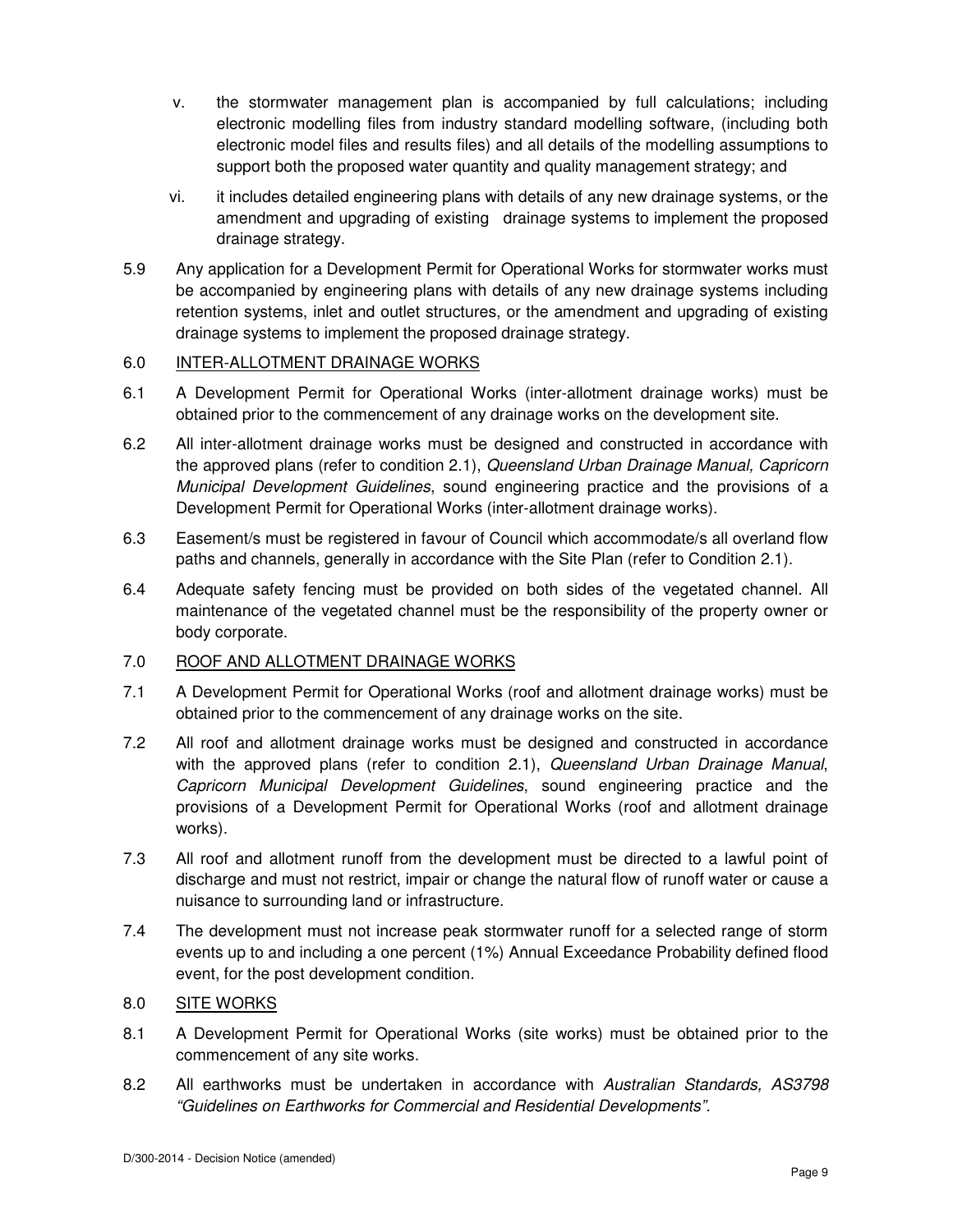v. the stormwater management plan is accompanied by full calculations; including electronic modelling files from industry standard modelling software, (including both electronic model files and results files) and all details of the modelling assumptions to support both the proposed water quantity and quality management strategy; and

vi. it includes detailed engineering plans with details of any new drainage systems, or the amendment and upgrading of existing drainage systems to implement the proposed drainage strategy.

5.9 Any application for a Development Permit for Operational Works for stormwater works must be accompanied by engineering plans with details of any new drainage systems including retention systems, inlet and outlet structures, or the amendment and upgrading of existing drainage systems to implement the proposed drainage strategy.

## 6.0 INTER-ALLOTMENT DRAINAGE WORKS

6.1 A Development Permit for Operational Works (inter-allotment drainage works) must be obtained prior to the commencement of any drainage works on the development site.

6.2 All inter-allotment drainage works must be designed and constructed in accordance with the approved plans (refer to condition 2.1), *Queensland Urban Drainage Manual, Capricorn Municipal Development Guidelines*, sound engineering practice and the provisions of a Development Permit for Operational Works (inter-allotment drainage works).

6.3 Easement/s must be registered in favour of Council which accommodate/s all overland flow paths and channels, generally in accordance with the Site Plan (refer to Condition 2.1).

6.4 Adequate safety fencing must be provided on both sides of the vegetated channel. All maintenance of the vegetated channel must be the responsibility of the property owner or body corporate.

## 7.0 ROOF AND ALLOTMENT DRAINAGE WORKS

7.1 A Development Permit for Operational Works (roof and allotment drainage works) must be obtained prior to the commencement of any drainage works on the site.

7.2 All roof and allotment drainage works must be designed and constructed in accordance with the approved plans (refer to condition 2.1), *Queensland Urban Drainage Manual*, *Capricorn Municipal Development Guidelines*, sound engineering practice and the provisions of a Development Permit for Operational Works (roof and allotment drainage works).

7.3 All roof and allotment runoff from the development must be directed to a lawful point of discharge and must not restrict, impair or change the natural flow of runoff water or cause a nuisance to surrounding land or infrastructure.

7.4 The development must not increase peak stormwater runoff for a selected range of storm events up to and including a one percent (1%) Annual Exceedance Probability defined flood event, for the post development condition.

## 8.0 SITE WORKS

8.1 A Development Permit for Operational Works (site works) must be obtained prior to the commencement of any site works.

8.2 All earthworks must be undertaken in accordance with *Australian Standards, AS3798 "Guidelines on Earthworks for Commercial and Residential Developments".*

D/300-2014 - Decision Notice (amended)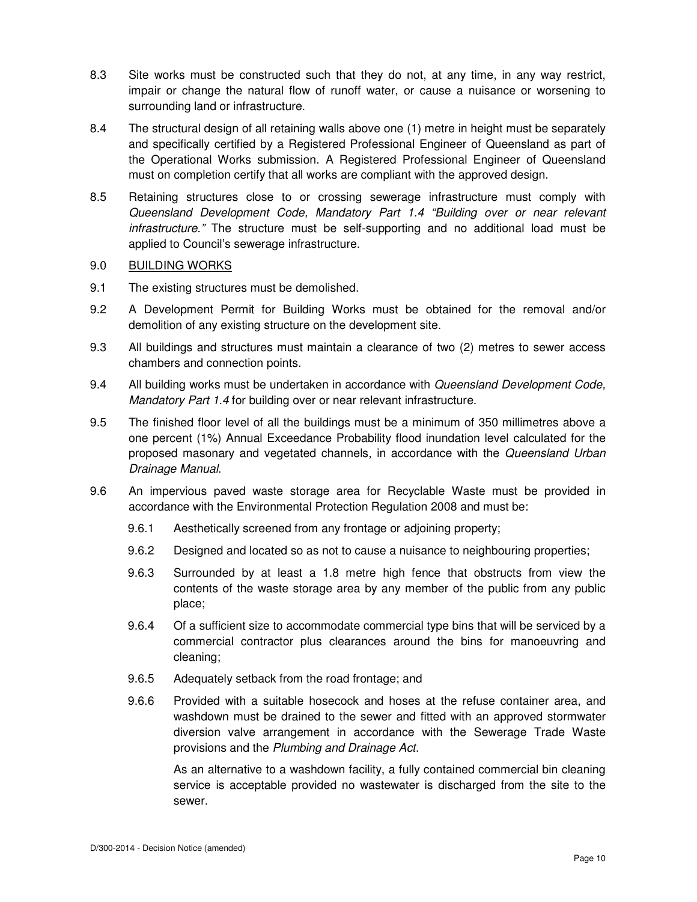8.3 Site works must be constructed such that they do not, at any time, in any way restrict, impair or change the natural flow of runoff water, or cause a nuisance or worsening to surrounding land or infrastructure.

8.4 The structural design of all retaining walls above one (1) metre in height must be separately and specifically certified by a Registered Professional Engineer of Queensland as part of the Operational Works submission. A Registered Professional Engineer of Queensland must on completion certify that all works are compliant with the approved design.

8.5 Retaining structures close to or crossing sewerage infrastructure must comply with *Queensland Development Code, Mandatory Part 1.4 "Building over or near relevant infrastructure."* The structure must be self-supporting and no additional load must be applied to Council's sewerage infrastructure.

9.0 <u>BUILDING WORKS</u>

9.1 The existing structures must be demolished.

9.2 A Development Permit for Building Works must be obtained for the removal and/or demolition of any existing structure on the development site.

9.3 All buildings and structures must maintain a clearance of two (2) metres to sewer access chambers and connection points.

9.4 All building works must be undertaken in accordance with *Queensland Development Code, Mandatory Part 1.4* for building over or near relevant infrastructure.

9.5 The finished floor level of all the buildings must be a minimum of 350 millimetres above a one percent (1%) Annual Exceedance Probability flood inundation level calculated for the proposed masonary and vegetated channels, in accordance with the *Queensland Urban Drainage Manual*.

9.6 An impervious paved waste storage area for Recyclable Waste must be provided in accordance with the Environmental Protection Regulation 2008 and must be:

9.6.1 Aesthetically screened from any frontage or adjoining property;

9.6.2 Designed and located so as not to cause a nuisance to neighbouring properties;

9.6.3 Surrounded by at least a 1.8 metre high fence that obstructs from view the contents of the waste storage area by any member of the public from any public place;

9.6.4 Of a sufficient size to accommodate commercial type bins that will be serviced by a commercial contractor plus clearances around the bins for manoeuvring and cleaning;

9.6.5 Adequately setback from the road frontage; and

9.6.6 Provided with a suitable hosecock and hoses at the refuse container area, and washdown must be drained to the sewer and fitted with an approved stormwater diversion valve arrangement in accordance with the Sewerage Trade Waste provisions and the *Plumbing and Drainage Act.*

As an alternative to a washdown facility, a fully contained commercial bin cleaning service is acceptable provided no wastewater is discharged from the site to the sewer.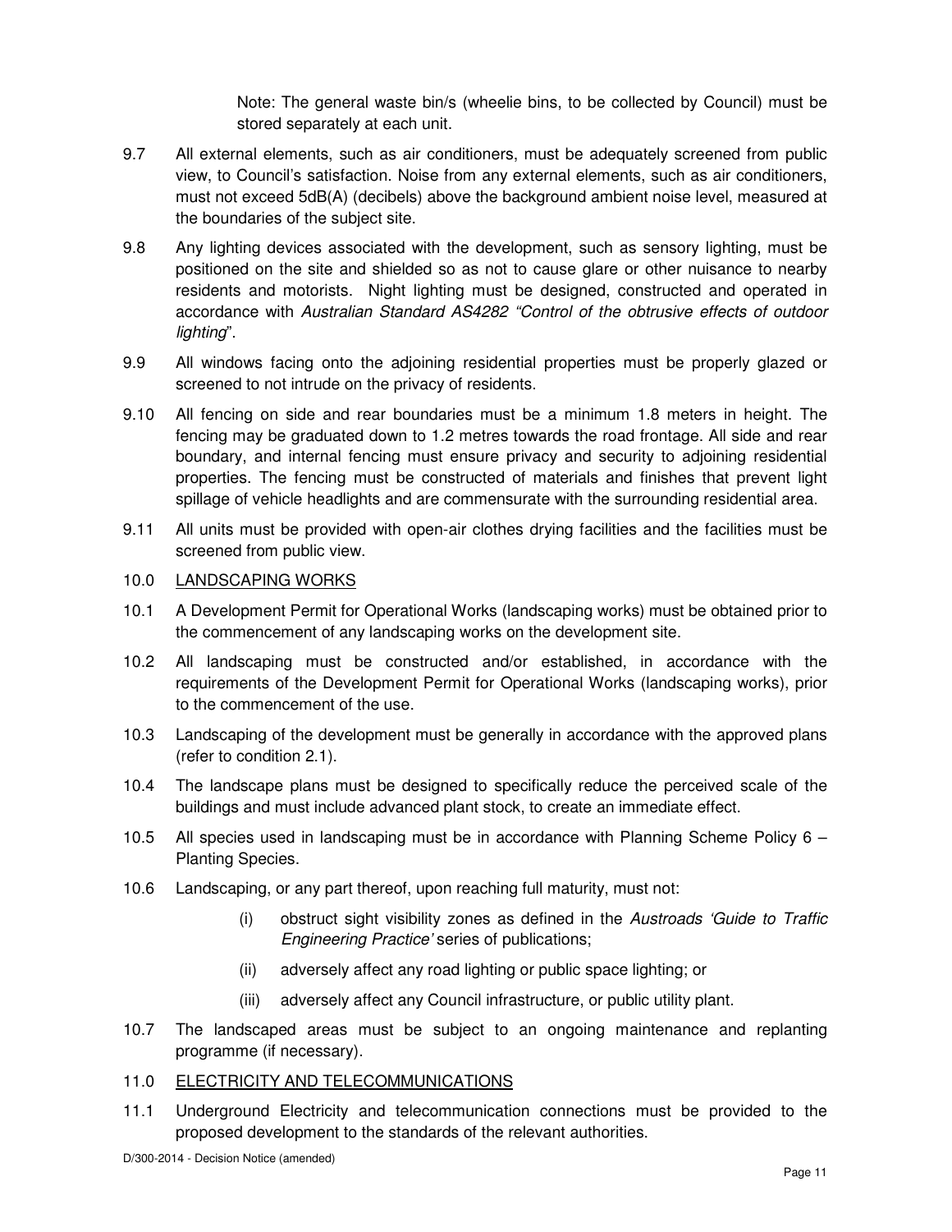Note: The general waste bin/s (wheelie bins, to be collected by Council) must be stored separately at each unit.

9.7 All external elements, such as air conditioners, must be adequately screened from public view, to Council's satisfaction. Noise from any external elements, such as air conditioners, must not exceed 5dB(A) (decibels) above the background ambient noise level, measured at the boundaries of the subject site.

9.8 Any lighting devices associated with the development, such as sensory lighting, must be positioned on the site and shielded so as not to cause glare or other nuisance to nearby residents and motorists. Night lighting must be designed, constructed and operated in accordance with *Australian Standard AS4282 "Control of the obtrusive effects of outdoor lighting*".

9.9 All windows facing onto the adjoining residential properties must be properly glazed or screened to not intrude on the privacy of residents.

9.10 All fencing on side and rear boundaries must be a minimum 1.8 meters in height. The fencing may be graduated down to 1.2 metres towards the road frontage. All side and rear boundary, and internal fencing must ensure privacy and security to adjoining residential properties. The fencing must be constructed of materials and finishes that prevent light spillage of vehicle headlights and are commensurate with the surrounding residential area.

9.11 All units must be provided with open-air clothes drying facilities and the facilities must be screened from public view.

10.0 <u>LANDSCAPING WORKS</u>

10.1 A Development Permit for Operational Works (landscaping works) must be obtained prior to the commencement of any landscaping works on the development site.

10.2 All landscaping must be constructed and/or established, in accordance with the requirements of the Development Permit for Operational Works (landscaping works), prior to the commencement of the use.

10.3 Landscaping of the development must be generally in accordance with the approved plans (refer to condition 2.1).

10.4 The landscape plans must be designed to specifically reduce the perceived scale of the buildings and must include advanced plant stock, to create an immediate effect.

10.5 All species used in landscaping must be in accordance with Planning Scheme Policy 6 – Planting Species.

10.6 Landscaping, or any part thereof, upon reaching full maturity, must not:

(i) obstruct sight visibility zones as defined in the *Austroads 'Guide to Traffic Engineering Practice'* series of publications;

(ii) adversely affect any road lighting or public space lighting; or

(iii) adversely affect any Council infrastructure, or public utility plant.

10.7 The landscaped areas must be subject to an ongoing maintenance and replanting programme (if necessary).

11.0 <u>ELECTRICITY AND TELECOMMUNICATIONS</u>

11.1 Underground Electricity and telecommunication connections must be provided to the proposed development to the standards of the relevant authorities.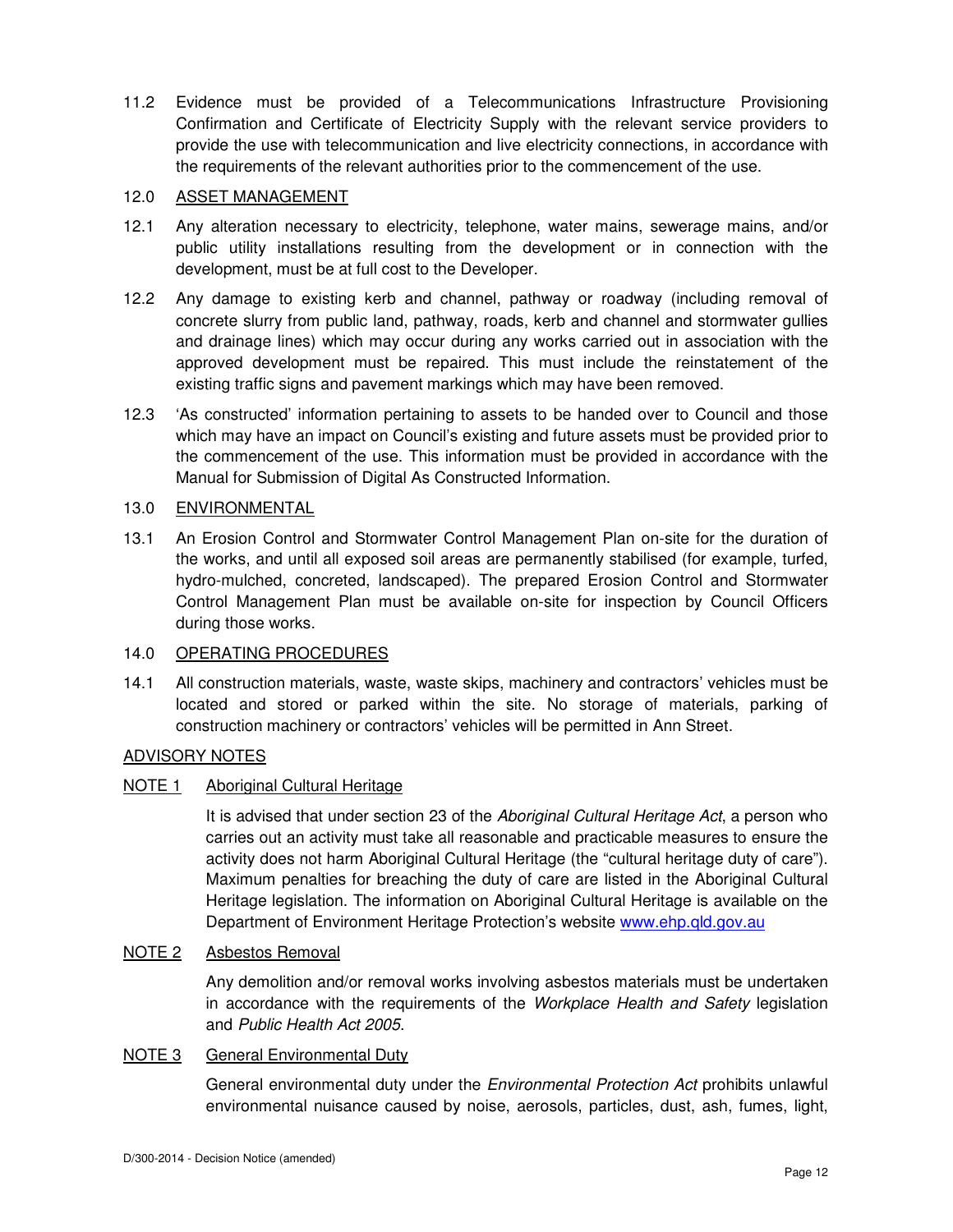11.2 Evidence must be provided of a Telecommunications Infrastructure Provisioning Confirmation and Certificate of Electricity Supply with the relevant service providers to provide the use with telecommunication and live electricity connections, in accordance with the requirements of the relevant authorities prior to the commencement of the use.

12.0 <u>ASSET MANAGEMENT</u>

12.1 Any alteration necessary to electricity, telephone, water mains, sewerage mains, and/or public utility installations resulting from the development or in connection with the development, must be at full cost to the Developer.

12.2 Any damage to existing kerb and channel, pathway or roadway (including removal of concrete slurry from public land, pathway, roads, kerb and channel and stormwater gullies and drainage lines) which may occur during any works carried out in association with the approved development must be repaired. This must include the reinstatement of the existing traffic signs and pavement markings which may have been removed.

12.3 'As constructed' information pertaining to assets to be handed over to Council and those which may have an impact on Council's existing and future assets must be provided prior to the commencement of the use. This information must be provided in accordance with the Manual for Submission of Digital As Constructed Information.

13.0 <u>ENVIRONMENTAL</u>

13.1 An Erosion Control and Stormwater Control Management Plan on-site for the duration of the works, and until all exposed soil areas are permanently stabilised (for example, turfed, hydro-mulched, concreted, landscaped). The prepared Erosion Control and Stormwater Control Management Plan must be available on-site for inspection by Council Officers during those works.

14.0 <u>OPERATING PROCEDURES</u>

14.1 All construction materials, waste, waste skips, machinery and contractors' vehicles must be located and stored or parked within the site. No storage of materials, parking of construction machinery or contractors' vehicles will be permitted in Ann Street.

<u>ADVISORY NOTES</u>

<u>NOTE 1</u> <u>Aboriginal Cultural Heritage</u>

It is advised that under section 23 of the *Aboriginal Cultural Heritage Act*, a person who carries out an activity must take all reasonable and practicable measures to ensure the activity does not harm Aboriginal Cultural Heritage (the "cultural heritage duty of care"). Maximum penalties for breaching the duty of care are listed in the Aboriginal Cultural Heritage legislation. The information on Aboriginal Cultural Heritage is available on the Department of Environment Heritage Protection's website www.ehp.qld.gov.au

<u>NOTE 2</u> <u>Asbestos Removal</u>

Any demolition and/or removal works involving asbestos materials must be undertaken in accordance with the requirements of the *Workplace Health and Safety* legislation and *Public Health Act 2005*.

<u>NOTE 3</u> <u>General Environmental Duty</u>

General environmental duty under the *Environmental Protection Act* prohibits unlawful environmental nuisance caused by noise, aerosols, particles, dust, ash, fumes, light,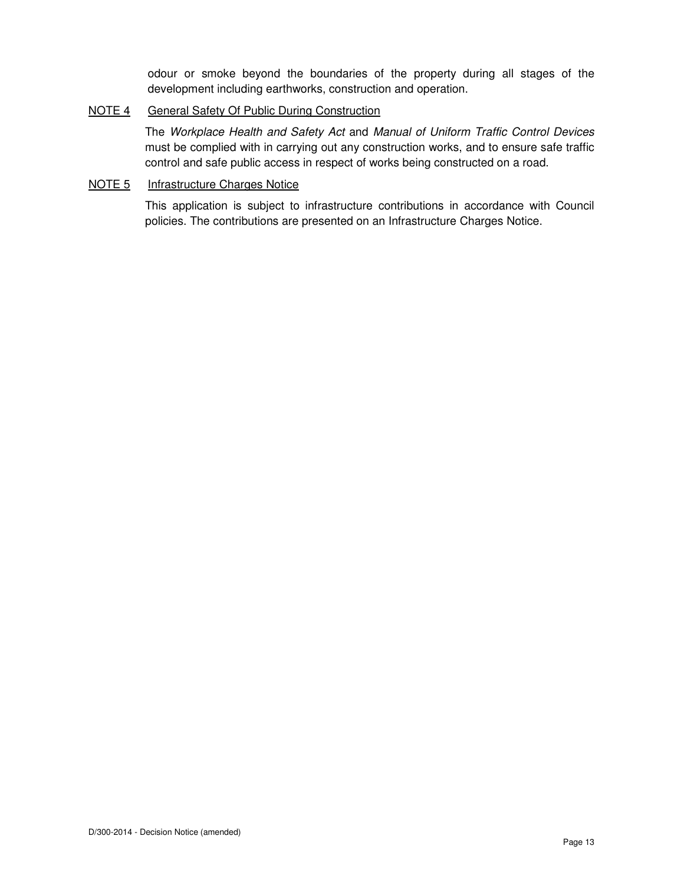odour or smoke beyond the boundaries of the property during all stages of the development including earthworks, construction and operation.

NOTE 4 General Safety Of Public During Construction

The *Workplace Health and Safety Act* and *Manual of Uniform Traffic Control Devices* must be complied with in carrying out any construction works, and to ensure safe traffic control and safe public access in respect of works being constructed on a road.

NOTE 5 Infrastructure Charges Notice

This application is subject to infrastructure contributions in accordance with Council policies. The contributions are presented on an Infrastructure Charges Notice.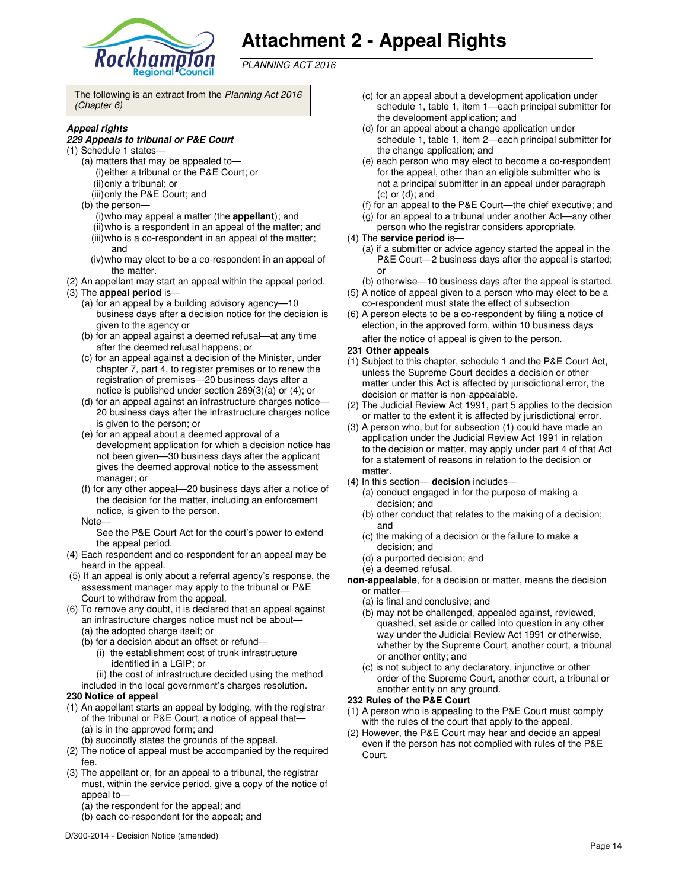# Attachment 2 - Appeal Rights

*PLANNING ACT 2016*

The following is an extract from the *Planning Act 2016 (Chapter 6)*

***Appeal rights***

***229 Appeals to tribunal or P&E Court***

(1) Schedule 1 states—

- (a) matters that may be appealed to—
  - (i) either a tribunal or the P&E Court; or
  - (ii) only a tribunal; or
  - (iii) only the P&E Court; and
- (b) the person—
  - (i) who may appeal a matter (the **appellant**); and
  - (ii) who is a respondent in an appeal of the matter; and
  - (iii) who is a co-respondent in an appeal of the matter; and
  - (iv) who may elect to be a co-respondent in an appeal of the matter.

(2) An appellant may start an appeal within the appeal period.

(3) The **appeal period** is—

- (a) for an appeal by a building advisory agency—10 business days after a decision notice for the decision is given to the agency or
- (b) for an appeal against a deemed refusal—at any time after the deemed refusal happens; or
- (c) for an appeal against a decision of the Minister, under chapter 7, part 4, to register premises or to renew the registration of premises—20 business days after a notice is published under section 269(3)(a) or (4); or
- (d) for an appeal against an infrastructure charges notice—20 business days after the infrastructure charges notice is given to the person; or
- (e) for an appeal about a deemed approval of a development application for which a decision notice has not been given—30 business days after the applicant gives the deemed approval notice to the assessment manager; or
- (f) for any other appeal—20 business days after a notice of the decision for the matter, including an enforcement notice, is given to the person.

Note—

See the P&E Court Act for the court's power to extend the appeal period.

(4) Each respondent and co-respondent for an appeal may be heard in the appeal.

(5) If an appeal is only about a referral agency's response, the assessment manager may apply to the tribunal or P&E Court to withdraw from the appeal.

(6) To remove any doubt, it is declared that an appeal against an infrastructure charges notice must not be about—

- (a) the adopted charge itself; or
- (b) for a decision about an offset or refund—
  - (i) the establishment cost of trunk infrastructure identified in a LGIP; or
  - (ii) the cost of infrastructure decided using the method

included in the local government's charges resolution.

**230 Notice of appeal**

(1) An appellant starts an appeal by lodging, with the registrar of the tribunal or P&E Court, a notice of appeal that—

- (a) is in the approved form; and
- (b) succinctly states the grounds of the appeal.

(2) The notice of appeal must be accompanied by the required fee.

(3) The appellant or, for an appeal to a tribunal, the registrar must, within the service period, give a copy of the notice of appeal to—

- (a) the respondent for the appeal; and
- (b) each co-respondent for the appeal; and
- (c) for an appeal about a development application under schedule 1, table 1, item 1—each principal submitter for the development application; and
- (d) for an appeal about a change application under schedule 1, table 1, item 2—each principal submitter for the change application; and
- (e) each person who may elect to become a co-respondent for the appeal, other than an eligible submitter who is not a principal submitter in an appeal under paragraph (c) or (d); and
- (f) for an appeal to the P&E Court—the chief executive; and
- (g) for an appeal to a tribunal under another Act—any other person who the registrar considers appropriate.

(4) The **service period** is—

- (a) if a submitter or advice agency started the appeal in the P&E Court—2 business days after the appeal is started; or
- (b) otherwise—10 business days after the appeal is started.

(5) A notice of appeal given to a person who may elect to be a co-respondent must state the effect of subsection

(6) A person elects to be a co-respondent by filing a notice of election, in the approved form, within 10 business days after the notice of appeal is given to the person.

**231 Other appeals**

(1) Subject to this chapter, schedule 1 and the P&E Court Act, unless the Supreme Court decides a decision or other matter under this Act is affected by jurisdictional error, the decision or matter is non-appealable.

(2) The Judicial Review Act 1991, part 5 applies to the decision or matter to the extent it is affected by jurisdictional error.

(3) A person who, but for subsection (1) could have made an application under the Judicial Review Act 1991 in relation to the decision or matter, may apply under part 4 of that Act for a statement of reasons in relation to the decision or matter.

(4) In this section— **decision** includes—

- (a) conduct engaged in for the purpose of making a decision; and
- (b) other conduct that relates to the making of a decision; and
- (c) the making of a decision or the failure to make a decision; and
- (d) a purported decision; and
- (e) a deemed refusal.

**non-appealable**, for a decision or matter, means the decision or matter—

- (a) is final and conclusive; and
- (b) may not be challenged, appealed against, reviewed, quashed, set aside or called into question in any other way under the Judicial Review Act 1991 or otherwise, whether by the Supreme Court, another court, a tribunal or another entity; and
- (c) is not subject to any declaratory, injunctive or other order of the Supreme Court, another court, a tribunal or another entity on any ground.

**232 Rules of the P&E Court**

(1) A person who is appealing to the P&E Court must comply with the rules of the court that apply to the appeal.

(2) However, the P&E Court may hear and decide an appeal even if the person has not complied with rules of the P&E Court.

D/300-2014 - Decision Notice (amended)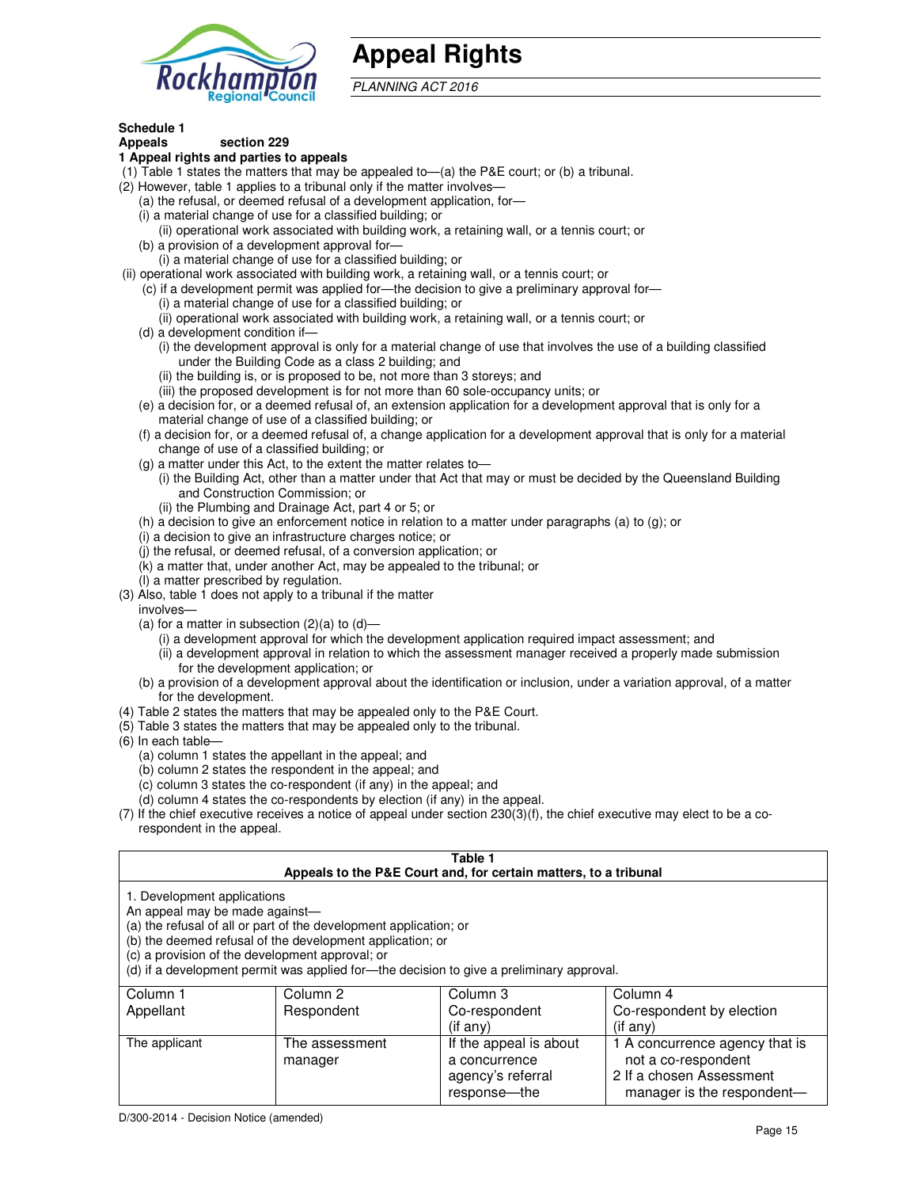# Appeal Rights

*PLANNING ACT 2016*

**Schedule 1**

**Appeals** **section 229**

**1 Appeal rights and parties to appeals**

(1) Table 1 states the matters that may be appealed to—(a) the P&E court; or (b) a tribunal.

(2) However, table 1 applies to a tribunal only if the matter involves—

(a) the refusal, or deemed refusal of a development application, for—

(i) a material change of use for a classified building; or

(ii) operational work associated with building work, a retaining wall, or a tennis court; or

(b) a provision of a development approval for—

(i) a material change of use for a classified building; or

(ii) operational work associated with building work, a retaining wall, or a tennis court; or

(c) if a development permit was applied for—the decision to give a preliminary approval for—

(i) a material change of use for a classified building; or

(ii) operational work associated with building work, a retaining wall, or a tennis court; or

(d) a development condition if—

(i) the development approval is only for a material change of use that involves the use of a building classified under the Building Code as a class 2 building; and

(ii) the building is, or is proposed to be, not more than 3 storeys; and

(iii) the proposed development is for not more than 60 sole-occupancy units; or

(e) a decision for, or a deemed refusal of, an extension application for a development approval that is only for a material change of use of a classified building; or

(f) a decision for, or a deemed refusal of, a change application for a development approval that is only for a material change of use of a classified building; or

(g) a matter under this Act, to the extent the matter relates to—

(i) the Building Act, other than a matter under that Act that may or must be decided by the Queensland Building and Construction Commission; or

(ii) the Plumbing and Drainage Act, part 4 or 5; or

(h) a decision to give an enforcement notice in relation to a matter under paragraphs (a) to (g); or

(i) a decision to give an infrastructure charges notice; or

(j) the refusal, or deemed refusal, of a conversion application; or

(k) a matter that, under another Act, may be appealed to the tribunal; or

(l) a matter prescribed by regulation.

(3) Also, table 1 does not apply to a tribunal if the matter involves—

(a) for a matter in subsection (2)(a) to (d)—

(i) a development approval for which the development application required impact assessment; and

(ii) a development approval in relation to which the assessment manager received a properly made submission for the development application; or

(b) a provision of a development approval about the identification or inclusion, under a variation approval, of a matter for the development.

(4) Table 2 states the matters that may be appealed only to the P&E Court.

(5) Table 3 states the matters that may be appealed only to the tribunal.

(6) In each table—

(a) column 1 states the appellant in the appeal; and

(b) column 2 states the respondent in the appeal; and

(c) column 3 states the co-respondent (if any) in the appeal; and

(d) column 4 states the co-respondents by election (if any) in the appeal.

(7) If the chief executive receives a notice of appeal under section 230(3)(f), the chief executive may elect to be a co-respondent in the appeal.

**Table 1**
**Appeals to the P&E Court and, for certain matters, to a tribunal**

1. Development applications

An appeal may be made against—

(a) the refusal of all or part of the development application; or

(b) the deemed refusal of the development application; or

(c) a provision of the development approval; or

(d) if a development permit was applied for—the decision to give a preliminary approval.

| Column 1<br>Appellant | Column 2<br>Respondent | Column 3<br>Co-respondent<br>(if any) | Column 4<br>Co-respondent by election<br>(if any) |
|---|---|---|---|
| The applicant | The assessment manager | If the appeal is about a concurrence agency's referral response—the | 1 A concurrence agency that is not a co-respondent<br>2 If a chosen Assessment manager is the respondent— |

D/300-2014 - Decision Notice (amended)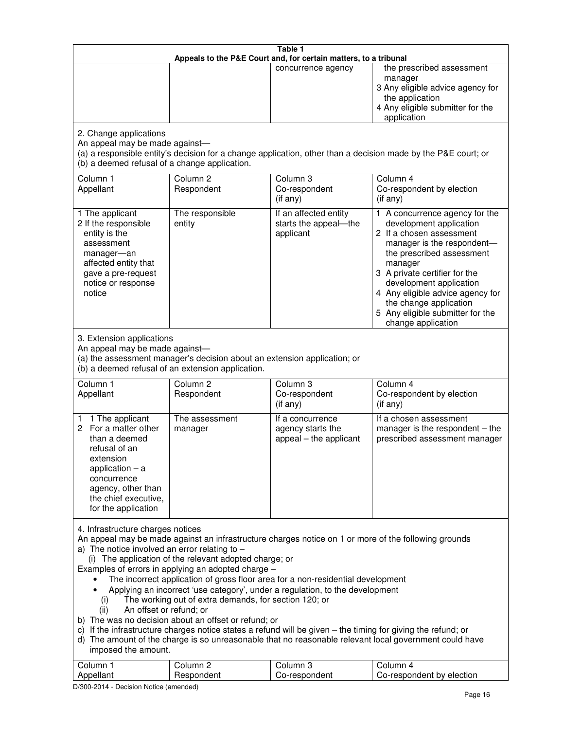**Table 1**
**Appeals to the P&E Court and, for certain matters, to a tribunal**

| | | | |
|---|---|---|---|
| | | concurrence agency | the prescribed assessment manager<br>3 Any eligible advice agency for the application<br>4 Any eligible submitter for the application |

2. Change applications
An appeal may be made against—
(a) a responsible entity's decision for a change application, other than a decision made by the P&E court; or
(b) a deemed refusal of a change application.

| Column 1<br>Appellant | Column 2<br>Respondent | Column 3<br>Co-respondent<br>(if any) | Column 4<br>Co-respondent by election<br>(if any) |
|---|---|---|---|
| 1 The applicant<br>2 If the responsible entity is the assessment manager—an affected entity that gave a pre-request notice or response notice | The responsible entity | If an affected entity starts the appeal—the applicant | 1 A concurrence agency for the development application<br>2 If a chosen assessment manager is the respondent—the prescribed assessment manager<br>3 A private certifier for the development application<br>4 Any eligible advice agency for the change application<br>5 Any eligible submitter for the change application |

3. Extension applications
An appeal may be made against—
(a) the assessment manager's decision about an extension application; or
(b) a deemed refusal of an extension application.

| Column 1<br>Appellant | Column 2<br>Respondent | Column 3<br>Co-respondent<br>(if any) | Column 4<br>Co-respondent by election<br>(if any) |
|---|---|---|---|
| 1 1 The applicant<br>2 For a matter other than a deemed refusal of an extension application – a concurrence agency, other than the chief executive, for the application | The assessment manager | If a concurrence agency starts the appeal – the applicant | If a chosen assessment manager is the respondent – the prescribed assessment manager |

4. Infrastructure charges notices
An appeal may be made against an infrastructure charges notice on 1 or more of the following grounds
a) The notice involved an error relating to –
(i) The application of the relevant adopted charge; or
Examples of errors in applying an adopted charge –
- The incorrect application of gross floor area for a non-residential development
- Applying an incorrect 'use category', under a regulation, to the development
(i) The working out of extra demands, for section 120; or
(ii) An offset or refund; or
b) The was no decision about an offset or refund; or
c) If the infrastructure charges notice states a refund will be given – the timing for giving the refund; or
d) The amount of the charge is so unreasonable that no reasonable relevant local government could have imposed the amount.

| Column 1<br>Appellant | Column 2<br>Respondent | Column 3<br>Co-respondent | Column 4<br>Co-respondent by election |
|---|---|---|---|

D/300-2014 - Decision Notice (amended)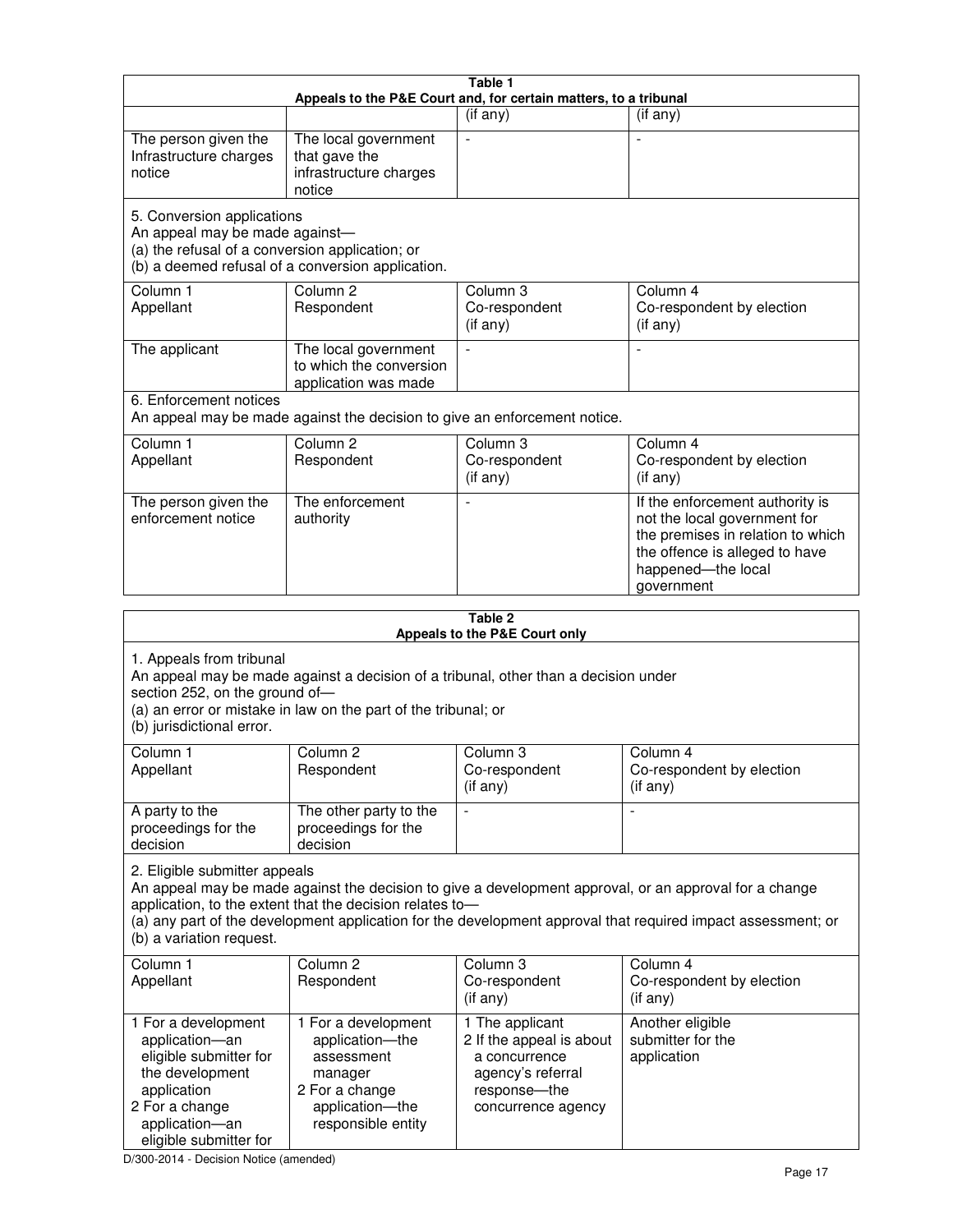**Table 1**
**Appeals to the P&E Court and, for certain matters, to a tribunal**

| | | (if any) | (if any) |
|---|---|---|---|
| The person given the Infrastructure charges notice | The local government that gave the infrastructure charges notice | - | - |

5. Conversion applications
An appeal may be made against—
(a) the refusal of a conversion application; or
(b) a deemed refusal of a conversion application.

| Column 1 Appellant | Column 2 Respondent | Column 3 Co-respondent (if any) | Column 4 Co-respondent by election (if any) |
|---|---|---|---|
| The applicant | The local government to which the conversion application was made | - | - |

6. Enforcement notices
An appeal may be made against the decision to give an enforcement notice.

| Column 1 Appellant | Column 2 Respondent | Column 3 Co-respondent (if any) | Column 4 Co-respondent by election (if any) |
|---|---|---|---|
| The person given the enforcement notice | The enforcement authority | - | If the enforcement authority is not the local government for the premises in relation to which the offence is alleged to have happened—the local government |

**Table 2**
**Appeals to the P&E Court only**

1. Appeals from tribunal
An appeal may be made against a decision of a tribunal, other than a decision under section 252, on the ground of—
(a) an error or mistake in law on the part of the tribunal; or
(b) jurisdictional error.

| Column 1 Appellant | Column 2 Respondent | Column 3 Co-respondent (if any) | Column 4 Co-respondent by election (if any) |
|---|---|---|---|
| A party to the proceedings for the decision | The other party to the proceedings for the decision | - | - |

2. Eligible submitter appeals
An appeal may be made against the decision to give a development approval, or an approval for a change application, to the extent that the decision relates to—
(a) any part of the development application for the development approval that required impact assessment; or
(b) a variation request.

| Column 1 Appellant | Column 2 Respondent | Column 3 Co-respondent (if any) | Column 4 Co-respondent by election (if any) |
|---|---|---|---|
| 1 For a development application—an eligible submitter for the development application<br>2 For a change application—an eligible submitter for | 1 For a development application—the assessment manager<br>2 For a change application—the responsible entity | 1 The applicant<br>2 If the appeal is about a concurrence agency's referral response—the concurrence agency | Another eligible submitter for the application |

D/300-2014 - Decision Notice (amended)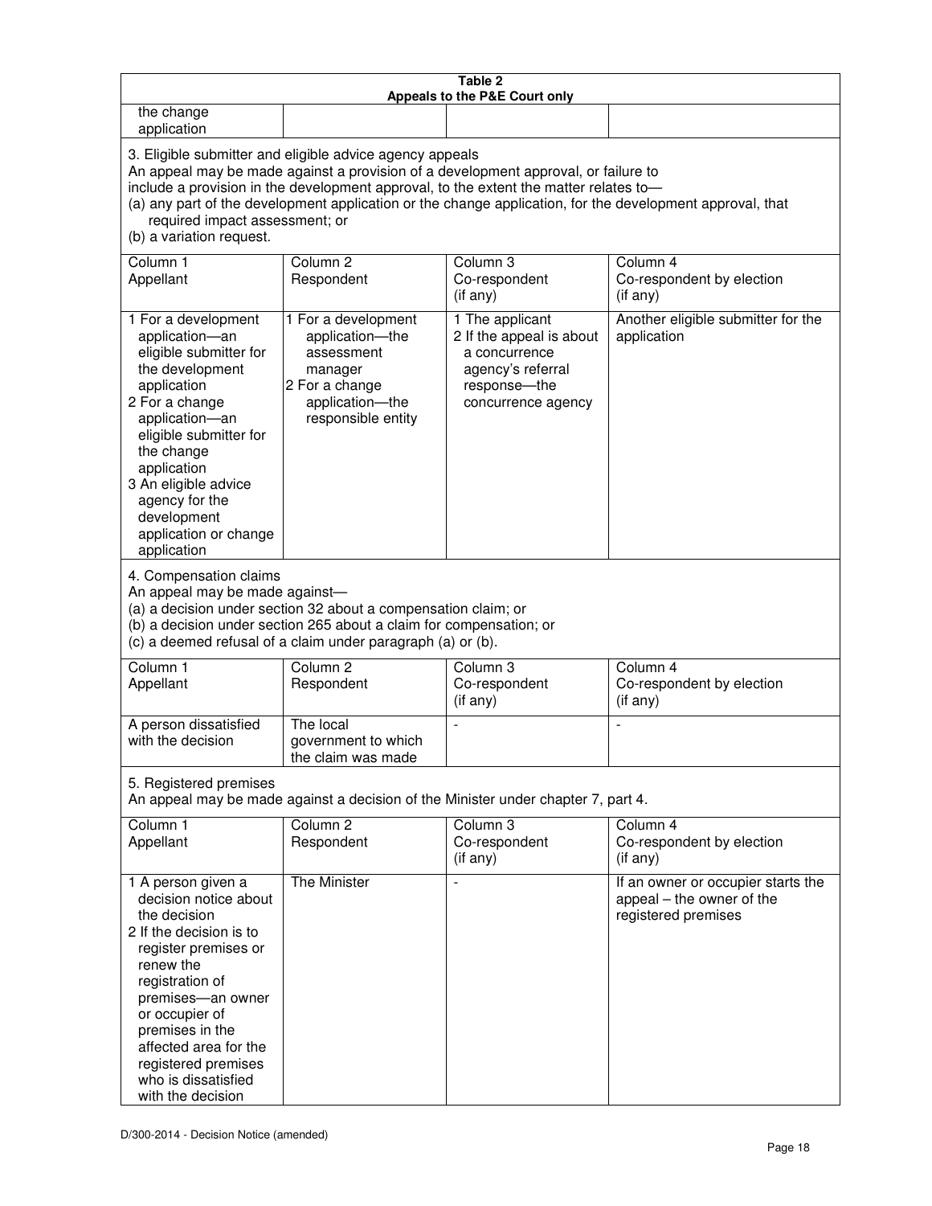**Table 2**
**Appeals to the P&E Court only**

| | | | |
|---|---|---|---|
| the change application | | | |

3. Eligible submitter and eligible advice agency appeals

An appeal may be made against a provision of a development approval, or failure to include a provision in the development approval, to the extent the matter relates to—

(a) any part of the development application or the change application, for the development approval, that required impact assessment; or

(b) a variation request.

| Column 1 Appellant | Column 2 Respondent | Column 3 Co-respondent (if any) | Column 4 Co-respondent by election (if any) |
|---|---|---|---|
| 1 For a development application—an eligible submitter for the development application<br>2 For a change application—an eligible submitter for the change application<br>3 An eligible advice agency for the development application or change application | 1 For a development application—the assessment manager<br>2 For a change application—the responsible entity | 1 The applicant<br>2 If the appeal is about a concurrence agency's referral response—the concurrence agency | Another eligible submitter for the application |

4. Compensation claims

An appeal may be made against—

(a) a decision under section 32 about a compensation claim; or

(b) a decision under section 265 about a claim for compensation; or

(c) a deemed refusal of a claim under paragraph (a) or (b).

| Column 1 Appellant | Column 2 Respondent | Column 3 Co-respondent (if any) | Column 4 Co-respondent by election (if any) |
|---|---|---|---|
| A person dissatisfied with the decision | The local government to which the claim was made | - | - |

5. Registered premises

An appeal may be made against a decision of the Minister under chapter 7, part 4.

| Column 1 Appellant | Column 2 Respondent | Column 3 Co-respondent (if any) | Column 4 Co-respondent by election (if any) |
|---|---|---|---|
| 1 A person given a decision notice about the decision<br>2 If the decision is to register premises or renew the registration of premises—an owner or occupier of premises in the affected area for the registered premises who is dissatisfied with the decision | The Minister | - | If an owner or occupier starts the appeal – the owner of the registered premises |

D/300-2014 - Decision Notice (amended)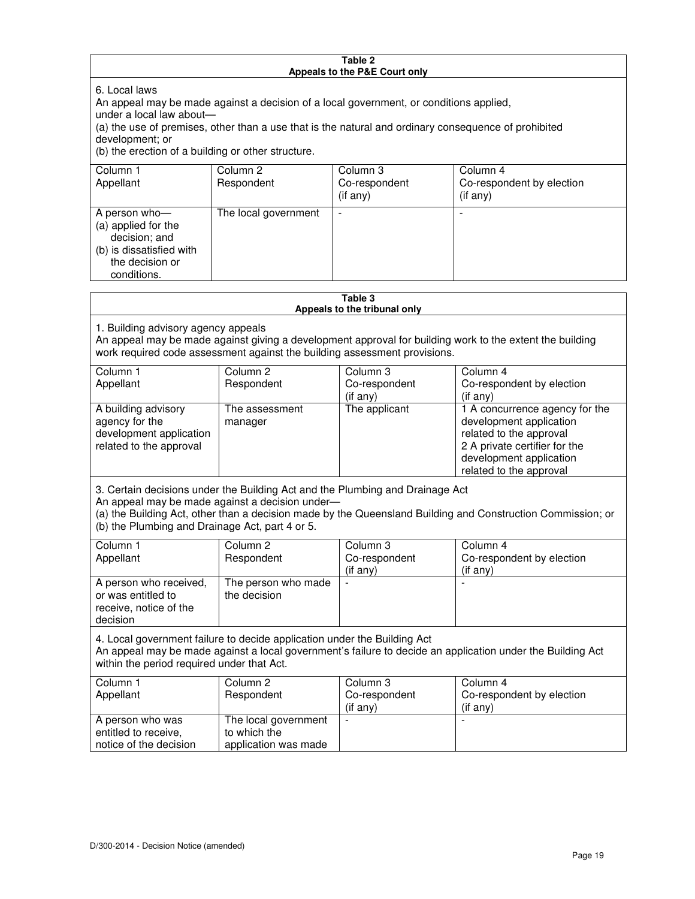**Table 2**
**Appeals to the P&E Court only**

6. Local laws
An appeal may be made against a decision of a local government, or conditions applied, under a local law about—
(a) the use of premises, other than a use that is the natural and ordinary consequence of prohibited development; or
(b) the erection of a building or other structure.

| Column 1<br>Appellant | Column 2<br>Respondent | Column 3<br>Co-respondent<br>(if any) | Column 4<br>Co-respondent by election<br>(if any) |
|---|---|---|---|
| A person who—<br>(a) applied for the decision; and<br>(b) is dissatisfied with the decision or conditions. | The local government | - | - |

**Table 3**
**Appeals to the tribunal only**

1. Building advisory agency appeals
An appeal may be made against giving a development approval for building work to the extent the building work required code assessment against the building assessment provisions.

| Column 1<br>Appellant | Column 2<br>Respondent | Column 3<br>Co-respondent<br>(if any) | Column 4<br>Co-respondent by election<br>(if any) |
|---|---|---|---|
| A building advisory agency for the development application related to the approval | The assessment manager | The applicant | 1 A concurrence agency for the development application related to the approval<br>2 A private certifier for the development application related to the approval |

3. Certain decisions under the Building Act and the Plumbing and Drainage Act
An appeal may be made against a decision under—
(a) the Building Act, other than a decision made by the Queensland Building and Construction Commission; or
(b) the Plumbing and Drainage Act, part 4 or 5.

| Column 1<br>Appellant | Column 2<br>Respondent | Column 3<br>Co-respondent<br>(if any) | Column 4<br>Co-respondent by election<br>(if any) |
|---|---|---|---|
| A person who received, or was entitled to receive, notice of the decision | The person who made the decision | - | - |

4. Local government failure to decide application under the Building Act
An appeal may be made against a local government's failure to decide an application under the Building Act within the period required under that Act.

| Column 1<br>Appellant | Column 2<br>Respondent | Column 3<br>Co-respondent<br>(if any) | Column 4<br>Co-respondent by election<br>(if any) |
|---|---|---|---|
| A person who was entitled to receive, notice of the decision | The local government to which the application was made | - | - |

D/300-2014 - Decision Notice (amended)